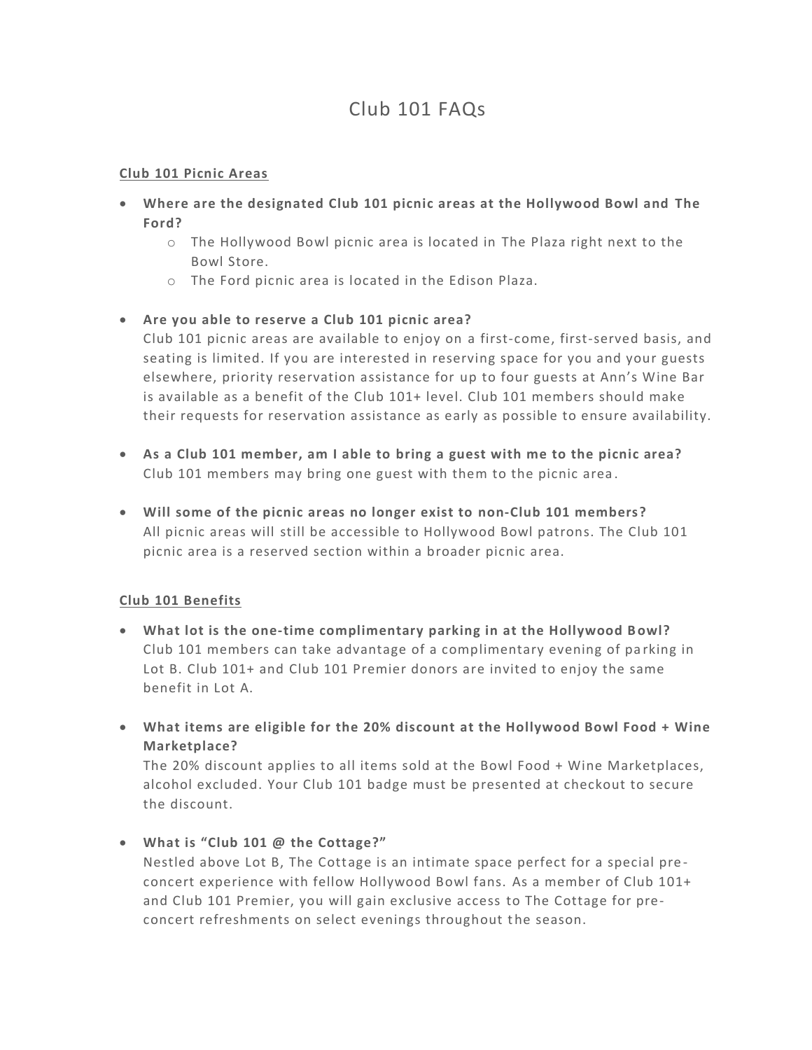# Club 101 FAQs

## Club 101 Picnic Areas

- **Where are the designated Club 101 picnic areas at the Hollywood Bowl and The Ford?**
  - The Hollywood Bowl picnic area is located in The Plaza right next to the Bowl Store.
  - The Ford picnic area is located in the Edison Plaza.

- **Are you able to reserve a Club 101 picnic area?**
  Club 101 picnic areas are available to enjoy on a first-come, first-served basis, and seating is limited. If you are interested in reserving space for you and your guests elsewhere, priority reservation assistance for up to four guests at Ann's Wine Bar is available as a benefit of the Club 101+ level. Club 101 members should make their requests for reservation assistance as early as possible to ensure availability.

- **As a Club 101 member, am I able to bring a guest with me to the picnic area?**
  Club 101 members may bring one guest with them to the picnic area.

- **Will some of the picnic areas no longer exist to non-Club 101 members?**
  All picnic areas will still be accessible to Hollywood Bowl patrons. The Club 101 picnic area is a reserved section within a broader picnic area.

## Club 101 Benefits

- **What lot is the one-time complimentary parking in at the Hollywood Bowl?**
  Club 101 members can take advantage of a complimentary evening of parking in Lot B. Club 101+ and Club 101 Premier donors are invited to enjoy the same benefit in Lot A.

- **What items are eligible for the 20% discount at the Hollywood Bowl Food + Wine Marketplace?**
  The 20% discount applies to all items sold at the Bowl Food + Wine Marketplaces, alcohol excluded. Your Club 101 badge must be presented at checkout to secure the discount.

- **What is "Club 101 @ the Cottage?"**
  Nestled above Lot B, The Cottage is an intimate space perfect for a special pre-concert experience with fellow Hollywood Bowl fans. As a member of Club 101+ and Club 101 Premier, you will gain exclusive access to The Cottage for pre-concert refreshments on select evenings throughout the season.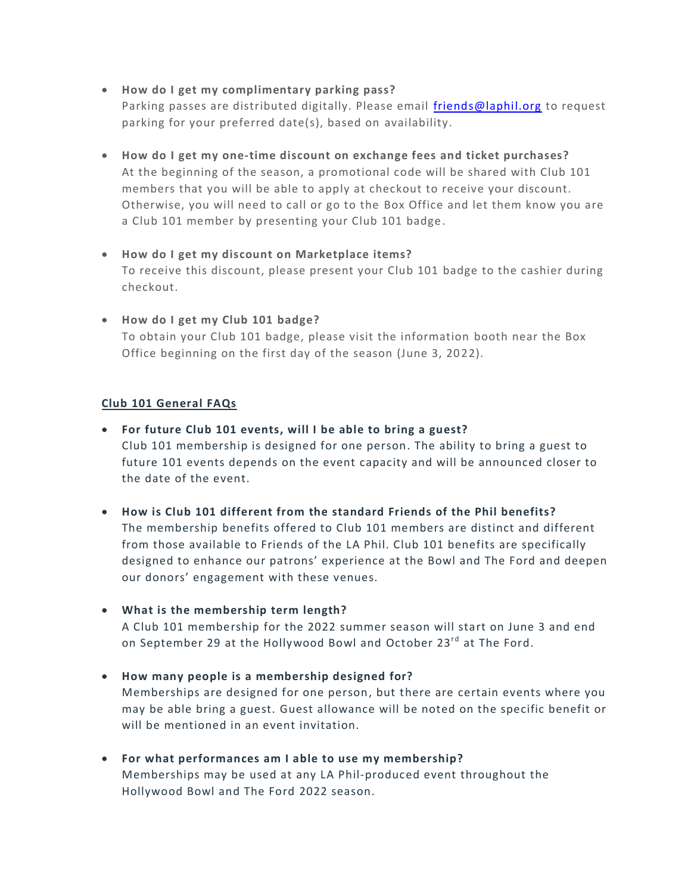- **How do I get my complimentary parking pass?**
  Parking passes are distributed digitally. Please email [friends@laphil.org](mailto:friends@laphil.org) to request parking for your preferred date(s), based on availability.

- **How do I get my one-time discount on exchange fees and ticket purchases?**
  At the beginning of the season, a promotional code will be shared with Club 101 members that you will be able to apply at checkout to receive your discount. Otherwise, you will need to call or go to the Box Office and let them know you are a Club 101 member by presenting your Club 101 badge.

- **How do I get my discount on Marketplace items?**
  To receive this discount, please present your Club 101 badge to the cashier during checkout.

- **How do I get my Club 101 badge?**
  To obtain your Club 101 badge, please visit the information booth near the Box Office beginning on the first day of the season (June 3, 2022).

## Club 101 General FAQs

- **For future Club 101 events, will I be able to bring a guest?**
  Club 101 membership is designed for one person. The ability to bring a guest to future 101 events depends on the event capacity and will be announced closer to the date of the event.

- **How is Club 101 different from the standard Friends of the Phil benefits?**
  The membership benefits offered to Club 101 members are distinct and different from those available to Friends of the LA Phil. Club 101 benefits are specifically designed to enhance our patrons' experience at the Bowl and The Ford and deepen our donors' engagement with these venues.

- **What is the membership term length?**
  A Club 101 membership for the 2022 summer season will start on June 3 and end on September 29 at the Hollywood Bowl and October 23rd at The Ford.

- **How many people is a membership designed for?**
  Memberships are designed for one person, but there are certain events where you may be able bring a guest. Guest allowance will be noted on the specific benefit or will be mentioned in an event invitation.

- **For what performances am I able to use my membership?**
  Memberships may be used at any LA Phil-produced event throughout the Hollywood Bowl and The Ford 2022 season.